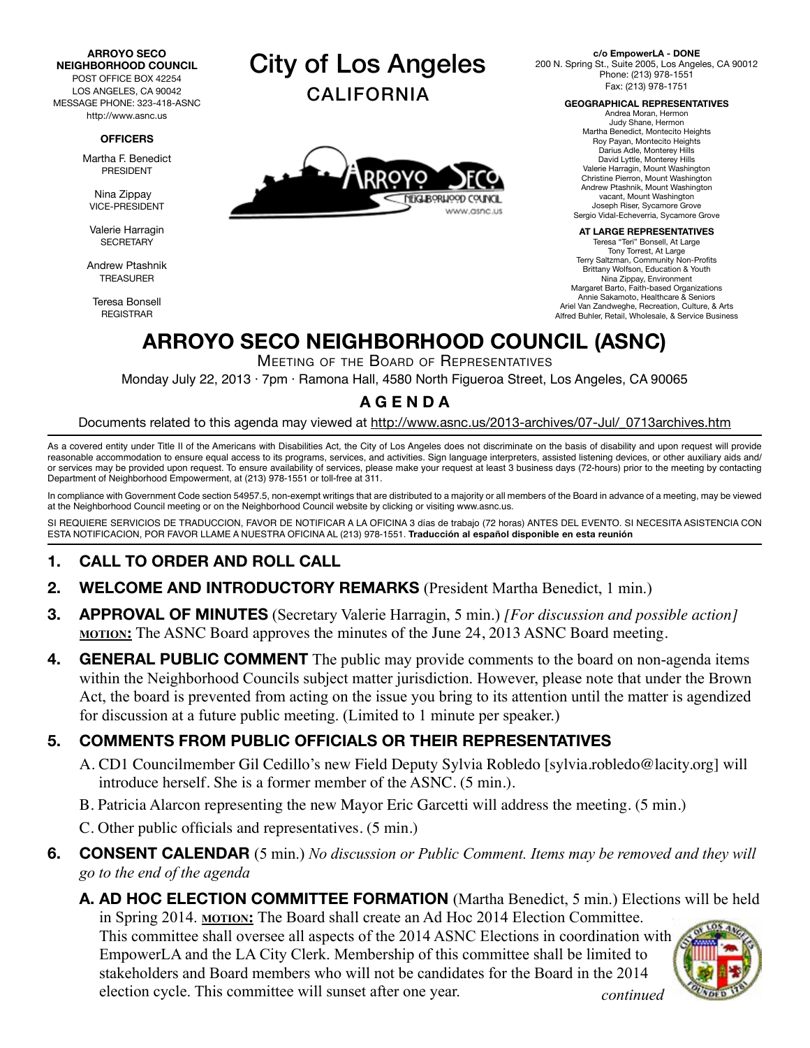**ARROYO SECO NEIGHBORHOOD COUNCIL**
POST OFFICE BOX 42254
LOS ANGELES, CA 90042
MESSAGE PHONE: 323-418-ASNC
http://www.asnc.us

**OFFICERS**

Martha F. Benedict
PRESIDENT

Nina Zippay
VICE-PRESIDENT

Valerie Harragin
SECRETARY

Andrew Ptashnik
TREASURER

Teresa Bonsell
REGISTRAR

# City of Los Angeles
CALIFORNIA

**c/o EmpowerLA - DONE**
200 N. Spring St., Suite 2005, Los Angeles, CA 90012
Phone: (213) 978-1551
Fax: (213) 978-1751

**GEOGRAPHICAL REPRESENTATIVES**
Andrea Moran, Hermon
Judy Shane, Hermon
Martha Benedict, Montecito Heights
Roy Payan, Montecito Heights
Darius Adle, Monterey Hills
David Lyttle, Monterey Hills
Valerie Harragin, Mount Washington
Christine Pierron, Mount Washington
Andrew Ptashnik, Mount Washington
vacant, Mount Washington
Joseph Riser, Sycamore Grove
Sergio Vidal-Echeverria, Sycamore Grove

**AT LARGE REPRESENTATIVES**
Teresa "Teri" Bonsell, At Large
Tony Torrest, At Large
Terry Saltzman, Community Non-Profits
Brittany Wolfson, Education & Youth
Nina Zippay, Environment
Margaret Barto, Faith-based Organizations
Annie Sakamoto, Healthcare & Seniors
Ariel Van Zandweghe, Recreation, Culture, & Arts
Alfred Buhler, Retail, Wholesale, & Service Business

# ARROYO SECO NEIGHBORHOOD COUNCIL (ASNC)

MEETING OF THE BOARD OF REPRESENTATIVES

Monday July 22, 2013 · 7pm · Ramona Hall, 4580 North Figueroa Street, Los Angeles, CA 90065

## AGENDA

Documents related to this agenda may viewed at http://www.asnc.us/2013-archives/07-Jul/_0713archives.htm

As a covered entity under Title II of the Americans with Disabilities Act, the City of Los Angeles does not discriminate on the basis of disability and upon request will provide reasonable accommodation to ensure equal access to its programs, services, and activities. Sign language interpreters, assisted listening devices, or other auxiliary aids and/or services may be provided upon request. To ensure availability of services, please make your request at least 3 business days (72-hours) prior to the meeting by contacting Department of Neighborhood Empowerment, at (213) 978-1551 or toll-free at 311.

In compliance with Government Code section 54957.5, non-exempt writings that are distributed to a majority or all members of the Board in advance of a meeting, may be viewed at the Neighborhood Council meeting or on the Neighborhood Council website by clicking or visiting www.asnc.us.

SI REQUIERE SERVICIOS DE TRADUCCION, FAVOR DE NOTIFICAR A LA OFICINA 3 días de trabajo (72 horas) ANTES DEL EVENTO. SI NECESITA ASISTENCIA CON ESTA NOTIFICACION, POR FAVOR LLAME A NUESTRA OFICINA AL (213) 978-1551. **Traducción al español disponible en esta reunión**

1. **CALL TO ORDER AND ROLL CALL**
2. **WELCOME AND INTRODUCTORY REMARKS** (President Martha Benedict, 1 min.)
3. **APPROVAL OF MINUTES** (Secretary Valerie Harragin, 5 min.) *[For discussion and possible action]* **MOTION:** The ASNC Board approves the minutes of the June 24, 2013 ASNC Board meeting.
4. **GENERAL PUBLIC COMMENT** The public may provide comments to the board on non-agenda items within the Neighborhood Councils subject matter jurisdiction. However, please note that under the Brown Act, the board is prevented from acting on the issue you bring to its attention until the matter is agendized for discussion at a future public meeting. (Limited to 1 minute per speaker.)
5. **COMMENTS FROM PUBLIC OFFICIALS OR THEIR REPRESENTATIVES**
   A. CD1 Councilmember Gil Cedillo's new Field Deputy Sylvia Robledo [sylvia.robledo@lacity.org] will introduce herself. She is a former member of the ASNC. (5 min.).
   B. Patricia Alarcon representing the new Mayor Eric Garcetti will address the meeting. (5 min.)
   C. Other public officials and representatives. (5 min.)
6. **CONSENT CALENDAR** (5 min.) *No discussion or Public Comment. Items may be removed and they will go to the end of the agenda*

   **A. AD HOC ELECTION COMMITTEE FORMATION** (Martha Benedict, 5 min.) Elections will be held in Spring 2014. **MOTION:** The Board shall create an Ad Hoc 2014 Election Committee. This committee shall oversee all aspects of the 2014 ASNC Elections in coordination with EmpowerLA and the LA City Clerk. Membership of this committee shall be limited to stakeholders and Board members who will not be candidates for the Board in the 2014 election cycle. This committee will sunset after one year.

*continued*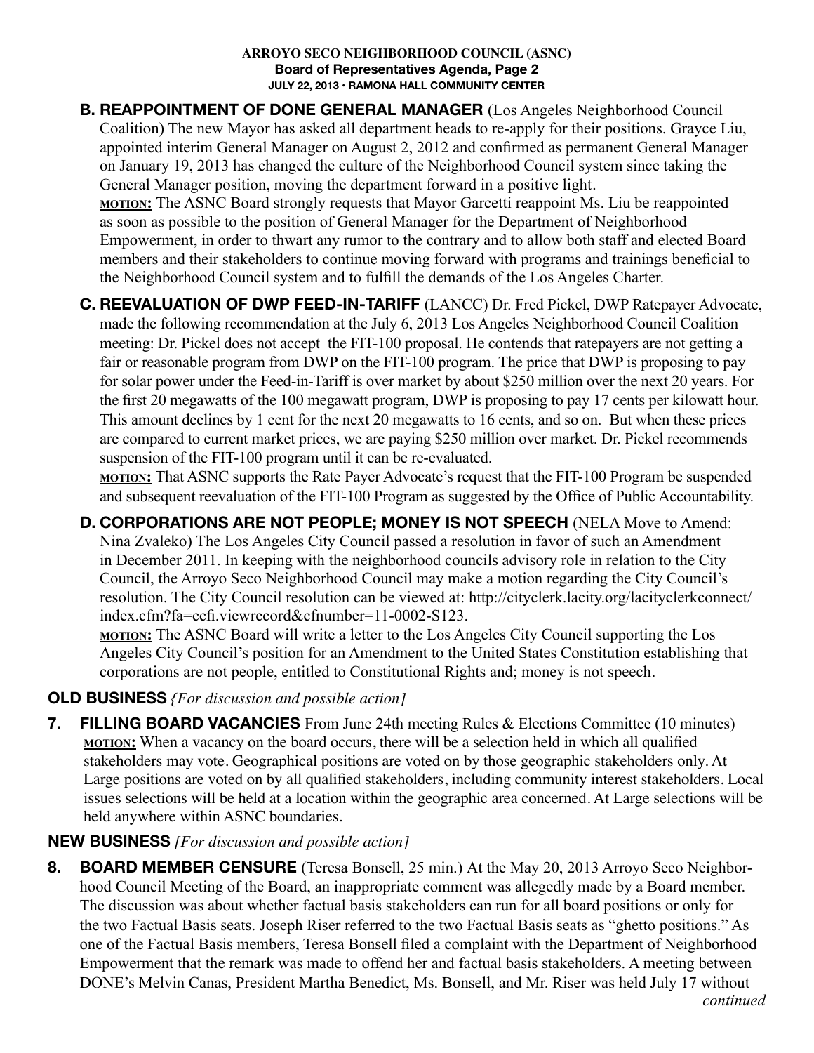**B. REAPPOINTMENT OF DONE GENERAL MANAGER** (Los Angeles Neighborhood Council Coalition) The new Mayor has asked all department heads to re-apply for their positions. Grayce Liu, appointed interim General Manager on August 2, 2012 and confirmed as permanent General Manager on January 19, 2013 has changed the culture of the Neighborhood Council system since taking the General Manager position, moving the department forward in a positive light.

**MOTION:** The ASNC Board strongly requests that Mayor Garcetti reappoint Ms. Liu be reappointed as soon as possible to the position of General Manager for the Department of Neighborhood Empowerment, in order to thwart any rumor to the contrary and to allow both staff and elected Board members and their stakeholders to continue moving forward with programs and trainings beneficial to the Neighborhood Council system and to fulfill the demands of the Los Angeles Charter.

**C. REEVALUATION OF DWP FEED-IN-TARIFF** (LANCC) Dr. Fred Pickel, DWP Ratepayer Advocate, made the following recommendation at the July 6, 2013 Los Angeles Neighborhood Council Coalition meeting: Dr. Pickel does not accept the FIT-100 proposal. He contends that ratepayers are not getting a fair or reasonable program from DWP on the FIT-100 program. The price that DWP is proposing to pay for solar power under the Feed-in-Tariff is over market by about $250 million over the next 20 years. For the first 20 megawatts of the 100 megawatt program, DWP is proposing to pay 17 cents per kilowatt hour. This amount declines by 1 cent for the next 20 megawatts to 16 cents, and so on. But when these prices are compared to current market prices, we are paying $250 million over market. Dr. Pickel recommends suspension of the FIT-100 program until it can be re-evaluated.

**MOTION:** That ASNC supports the Rate Payer Advocate's request that the FIT-100 Program be suspended and subsequent reevaluation of the FIT-100 Program as suggested by the Office of Public Accountability.

**D. CORPORATIONS ARE NOT PEOPLE; MONEY IS NOT SPEECH** (NELA Move to Amend: Nina Zvaleko) The Los Angeles City Council passed a resolution in favor of such an Amendment in December 2011. In keeping with the neighborhood councils advisory role in relation to the City Council, the Arroyo Seco Neighborhood Council may make a motion regarding the City Council's resolution. The City Council resolution can be viewed at: http://cityclerk.lacity.org/lacityclerkconnect/index.cfm?fa=ccfi.viewrecord&cfnumber=11-0002-S123.

**MOTION:** The ASNC Board will write a letter to the Los Angeles City Council supporting the Los Angeles City Council's position for an Amendment to the United States Constitution establishing that corporations are not people, entitled to Constitutional Rights and; money is not speech.

## OLD BUSINESS *{For discussion and possible action]*

**7. FILLING BOARD VACANCIES** From June 24th meeting Rules & Elections Committee (10 minutes)

**MOTION:** When a vacancy on the board occurs, there will be a selection held in which all qualified stakeholders may vote. Geographical positions are voted on by those geographic stakeholders only. At Large positions are voted on by all qualified stakeholders, including community interest stakeholders. Local issues selections will be held at a location within the geographic area concerned. At Large selections will be held anywhere within ASNC boundaries.

## NEW BUSINESS *[For discussion and possible action]*

**8. BOARD MEMBER CENSURE** (Teresa Bonsell, 25 min.) At the May 20, 2013 Arroyo Seco Neighborhood Council Meeting of the Board, an inappropriate comment was allegedly made by a Board member. The discussion was about whether factual basis stakeholders can run for all board positions or only for the two Factual Basis seats. Joseph Riser referred to the two Factual Basis seats as "ghetto positions." As one of the Factual Basis members, Teresa Bonsell filed a complaint with the Department of Neighborhood Empowerment that the remark was made to offend her and factual basis stakeholders. A meeting between DONE's Melvin Canas, President Martha Benedict, Ms. Bonsell, and Mr. Riser was held July 17 without

*continued*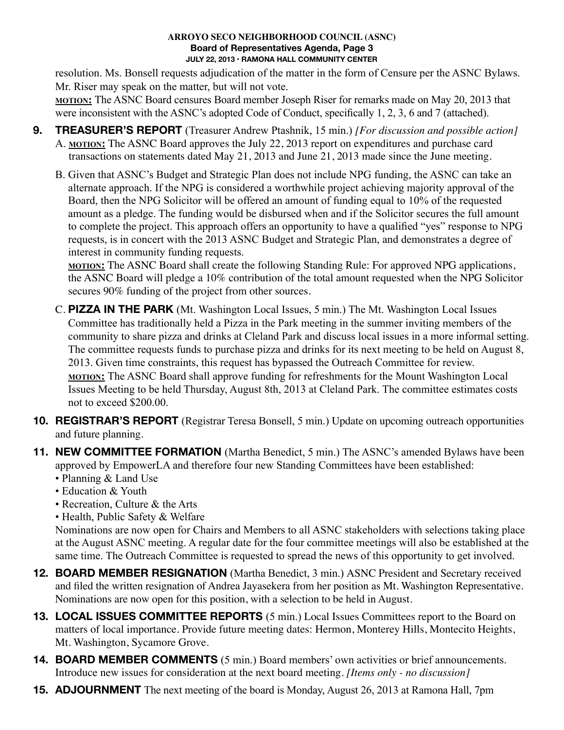resolution. Ms. Bonsell requests adjudication of the matter in the form of Censure per the ASNC Bylaws. Mr. Riser may speak on the matter, but will not vote.

**MOTION:** The ASNC Board censures Board member Joseph Riser for remarks made on May 20, 2013 that were inconsistent with the ASNC's adopted Code of Conduct, specifically 1, 2, 3, 6 and 7 (attached).

**9. TREASURER'S REPORT** (Treasurer Andrew Ptashnik, 15 min.) *[For discussion and possible action]*

A. **MOTION:** The ASNC Board approves the July 22, 2013 report on expenditures and purchase card transactions on statements dated May 21, 2013 and June 21, 2013 made since the June meeting.

B. Given that ASNC's Budget and Strategic Plan does not include NPG funding, the ASNC can take an alternate approach. If the NPG is considered a worthwhile project achieving majority approval of the Board, then the NPG Solicitor will be offered an amount of funding equal to 10% of the requested amount as a pledge. The funding would be disbursed when and if the Solicitor secures the full amount to complete the project. This approach offers an opportunity to have a qualified "yes" response to NPG requests, is in concert with the 2013 ASNC Budget and Strategic Plan, and demonstrates a degree of interest in community funding requests.

**MOTION:** The ASNC Board shall create the following Standing Rule: For approved NPG applications, the ASNC Board will pledge a 10% contribution of the total amount requested when the NPG Solicitor secures 90% funding of the project from other sources.

C. **PIZZA IN THE PARK** (Mt. Washington Local Issues, 5 min.) The Mt. Washington Local Issues Committee has traditionally held a Pizza in the Park meeting in the summer inviting members of the community to share pizza and drinks at Cleland Park and discuss local issues in a more informal setting. The committee requests funds to purchase pizza and drinks for its next meeting to be held on August 8, 2013. Given time constraints, this request has bypassed the Outreach Committee for review.

**MOTION:** The ASNC Board shall approve funding for refreshments for the Mount Washington Local Issues Meeting to be held Thursday, August 8th, 2013 at Cleland Park. The committee estimates costs not to exceed $200.00.

**10. REGISTRAR'S REPORT** (Registrar Teresa Bonsell, 5 min.) Update on upcoming outreach opportunities and future planning.

**11. NEW COMMITTEE FORMATION** (Martha Benedict, 5 min.) The ASNC's amended Bylaws have been approved by EmpowerLA and therefore four new Standing Committees have been established:

- Planning & Land Use
- Education & Youth
- Recreation, Culture & the Arts
- Health, Public Safety & Welfare

Nominations are now open for Chairs and Members to all ASNC stakeholders with selections taking place at the August ASNC meeting. A regular date for the four committee meetings will also be established at the same time. The Outreach Committee is requested to spread the news of this opportunity to get involved.

**12. BOARD MEMBER RESIGNATION** (Martha Benedict, 3 min.) ASNC President and Secretary received and filed the written resignation of Andrea Jayasekera from her position as Mt. Washington Representative. Nominations are now open for this position, with a selection to be held in August.

**13. LOCAL ISSUES COMMITTEE REPORTS** (5 min.) Local Issues Committees report to the Board on matters of local importance. Provide future meeting dates: Hermon, Monterey Hills, Montecito Heights, Mt. Washington, Sycamore Grove.

**14. BOARD MEMBER COMMENTS** (5 min.) Board members' own activities or brief announcements. Introduce new issues for consideration at the next board meeting. *[Items only - no discussion]*

**15. ADJOURNMENT** The next meeting of the board is Monday, August 26, 2013 at Ramona Hall, 7pm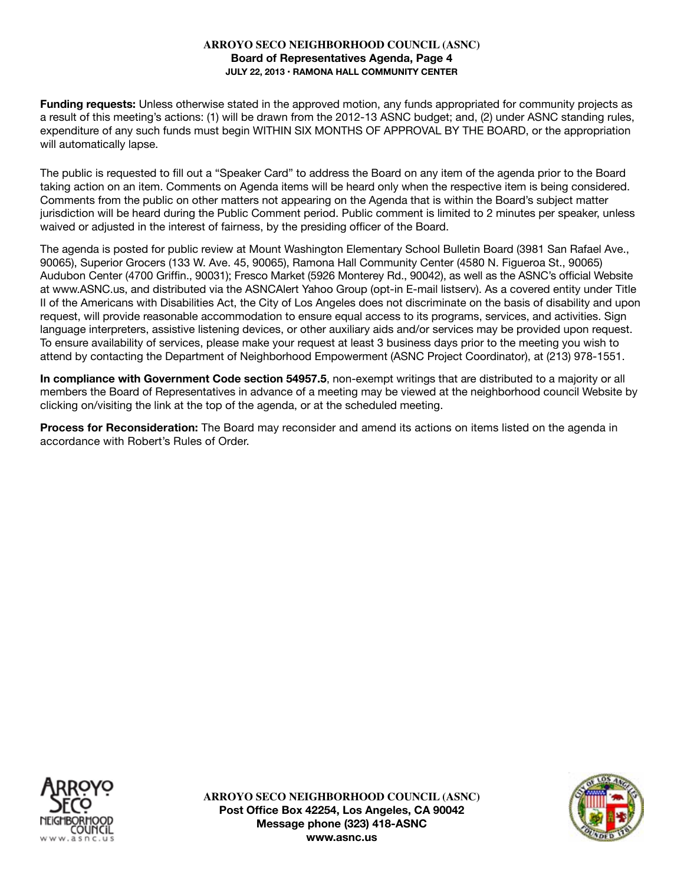**Funding requests:** Unless otherwise stated in the approved motion, any funds appropriated for community projects as a result of this meeting's actions: (1) will be drawn from the 2012-13 ASNC budget; and, (2) under ASNC standing rules, expenditure of any such funds must begin WITHIN SIX MONTHS OF APPROVAL BY THE BOARD, or the appropriation will automatically lapse.

The public is requested to fill out a "Speaker Card" to address the Board on any item of the agenda prior to the Board taking action on an item. Comments on Agenda items will be heard only when the respective item is being considered. Comments from the public on other matters not appearing on the Agenda that is within the Board's subject matter jurisdiction will be heard during the Public Comment period. Public comment is limited to 2 minutes per speaker, unless waived or adjusted in the interest of fairness, by the presiding officer of the Board.

The agenda is posted for public review at Mount Washington Elementary School Bulletin Board (3981 San Rafael Ave., 90065), Superior Grocers (133 W. Ave. 45, 90065), Ramona Hall Community Center (4580 N. Figueroa St., 90065) Audubon Center (4700 Griffin., 90031); Fresco Market (5926 Monterey Rd., 90042), as well as the ASNC's official Website at www.ASNC.us, and distributed via the ASNCAlert Yahoo Group (opt-in E-mail listserv). As a covered entity under Title II of the Americans with Disabilities Act, the City of Los Angeles does not discriminate on the basis of disability and upon request, will provide reasonable accommodation to ensure equal access to its programs, services, and activities. Sign language interpreters, assistive listening devices, or other auxiliary aids and/or services may be provided upon request. To ensure availability of services, please make your request at least 3 business days prior to the meeting you wish to attend by contacting the Department of Neighborhood Empowerment (ASNC Project Coordinator), at (213) 978-1551.

**In compliance with Government Code section 54957.5**, non-exempt writings that are distributed to a majority or all members the Board of Representatives in advance of a meeting may be viewed at the neighborhood council Website by clicking on/visiting the link at the top of the agenda, or at the scheduled meeting.

**Process for Reconsideration:** The Board may reconsider and amend its actions on items listed on the agenda in accordance with Robert's Rules of Order.

**ARROYO SECO NEIGHBORHOOD COUNCIL (ASNC)**
**Post Office Box 42254, Los Angeles, CA 90042**
**Message phone (323) 418-ASNC**
**www.asnc.us**